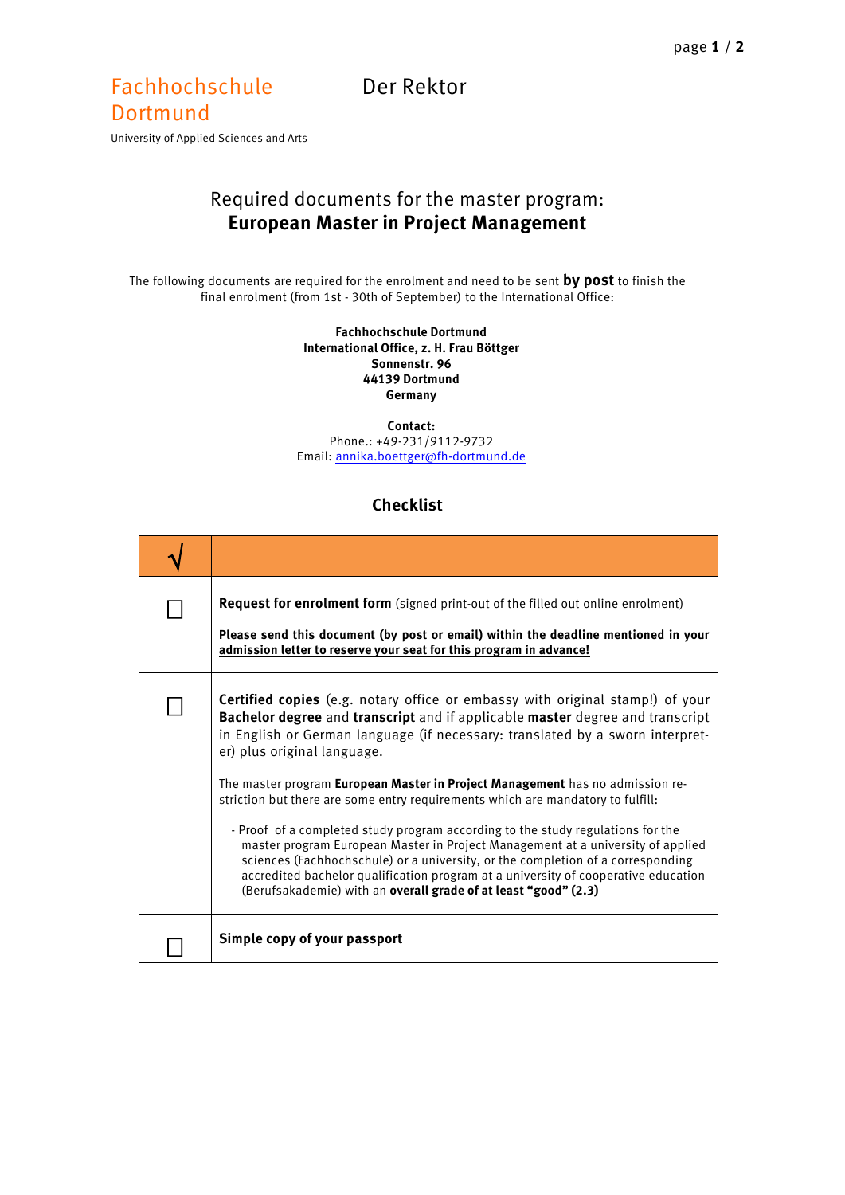Fachhochschule Dortmund

University of Applied Sciences and Arts

Der Rektor

# Required documents for the master program: **European Master in Project Management**

The following documents are required for the enrolment and need to be sent **by post** to finish the final enrolment (from 1st - 30th of September) to the International Office:

**Fachhochschule Dortmund**
**International Office, z. H. Frau Böttger**
**Sonnenstr. 96**
**44139 Dortmund**
**Germany**

**Contact:**
Phone.: +49-231/9112-9732
Email: annika.boettger@fh-dortmund.de

## Checklist

| √ | |
|---|---|
| ☐ | **Request for enrolment form** (signed print-out of the filled out online enrolment)<br><br>**Please send this document (by post or email) within the deadline mentioned in your admission letter to reserve your seat for this program in advance!** |
| ☐ | **Certified copies** (e.g. notary office or embassy with original stamp!) of your **Bachelor degree** and **transcript** and if applicable **master** degree and transcript in English or German language (if necessary: translated by a sworn interpreter) plus original language.<br><br>The master program **European Master in Project Management** has no admission restriction but there are some entry requirements which are mandatory to fulfill:<br><br>- Proof of a completed study program according to the study regulations for the master program European Master in Project Management at a university of applied sciences (Fachhochschule) or a university, or the completion of a corresponding accredited bachelor qualification program at a university of cooperative education (Berufsakademie) with an **overall grade of at least "good" (2.3)** |
| ☐ | **Simple copy of your passport** |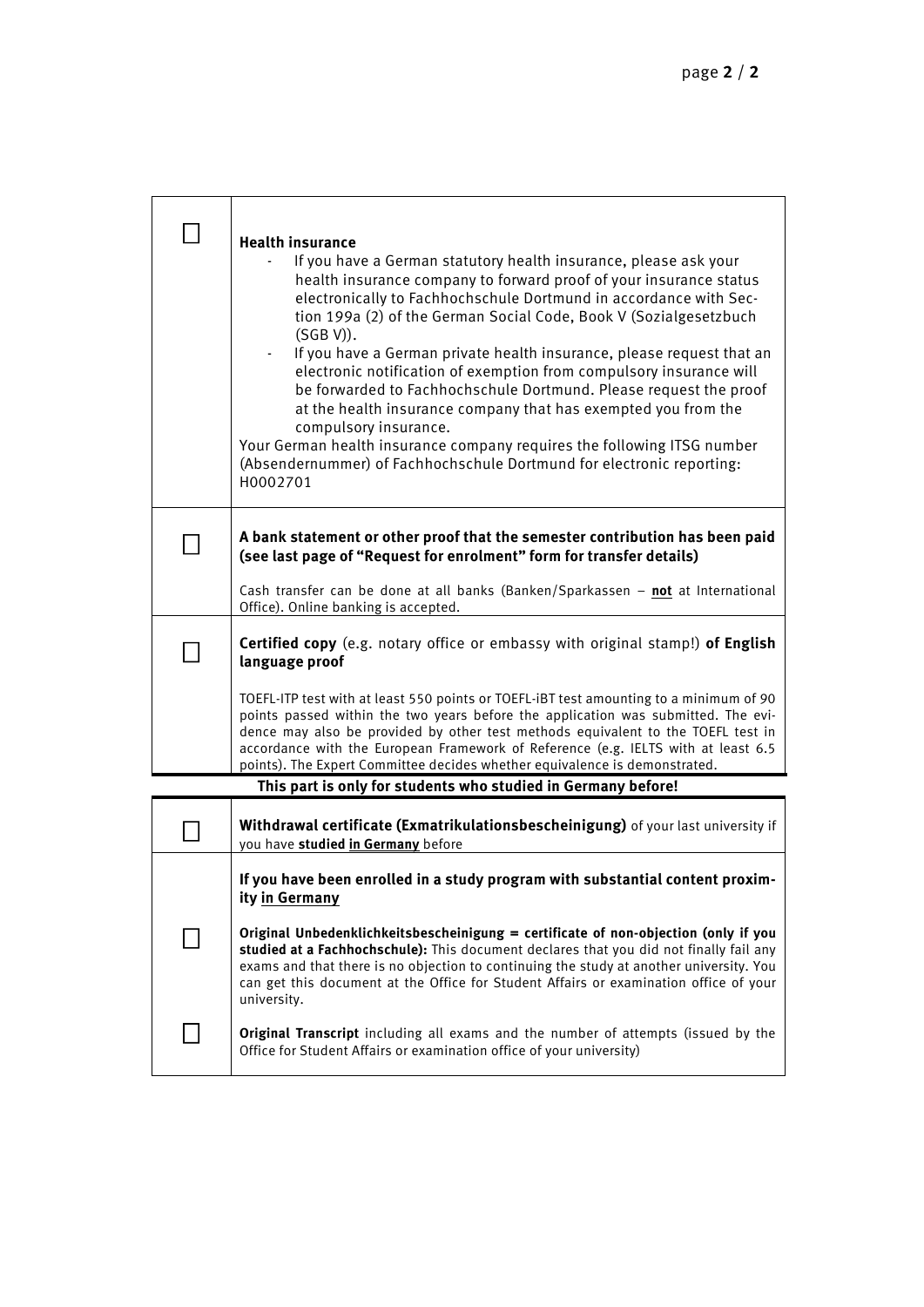| | |
|---|---|
| ☐ | **Health insurance**<br>- If you have a German statutory health insurance, please ask your health insurance company to forward proof of your insurance status electronically to Fachhochschule Dortmund in accordance with Section 199a (2) of the German Social Code, Book V (Sozialgesetzbuch (SGB V)).<br>- If you have a German private health insurance, please request that an electronic notification of exemption from compulsory insurance will be forwarded to Fachhochschule Dortmund. Please request the proof at the health insurance company that has exempted you from the compulsory insurance.<br>Your German health insurance company requires the following ITSG number (Absendernummer) of Fachhochschule Dortmund for electronic reporting: H0002701 |
| ☐ | **A bank statement or other proof that the semester contribution has been paid (see last page of "Request for enrolment" form for transfer details)**<br><br>Cash transfer can be done at all banks (Banken/Sparkassen – **not** at International Office). Online banking is accepted. |
| ☐ | **Certified copy** (e.g. notary office or embassy with original stamp!) **of English language proof**<br><br>TOEFL-ITP test with at least 550 points or TOEFL-iBT test amounting to a minimum of 90 points passed within the two years before the application was submitted. The evidence may also be provided by other test methods equivalent to the TOEFL test in accordance with the European Framework of Reference (e.g. IELTS with at least 6.5 points). The Expert Committee decides whether equivalence is demonstrated. |

**This part is only for students who studied in Germany before!**

| | |
|---|---|
| ☐ | **Withdrawal certificate (Exmatrikulationsbescheinigung)** of your last university if you have **studied in Germany** before |
| | **If you have been enrolled in a study program with substantial content proximity in Germany** |
| ☐ | **Original Unbedenklichkeitsbescheinigung = certificate of non-objection (only if you studied at a Fachhochschule):** This document declares that you did not finally fail any exams and that there is no objection to continuing the study at another university. You can get this document at the Office for Student Affairs or examination office of your university. |
| ☐ | **Original Transcript** including all exams and the number of attempts (issued by the Office for Student Affairs or examination office of your university) |